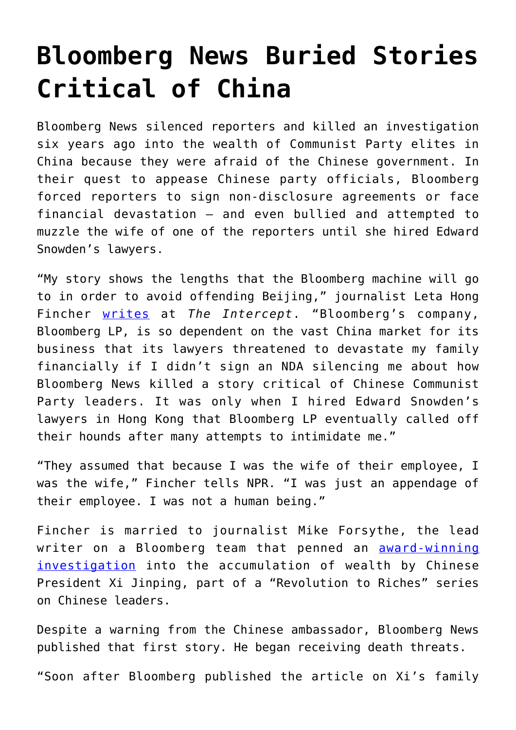# Bloomberg News Buried Stories Critical of China

Bloomberg News silenced reporters and killed an investigation six years ago into the wealth of Communist Party elites in China because they were afraid of the Chinese government. In their quest to appease Chinese party officials, Bloomberg forced reporters to sign non-disclosure agreements or face financial devastation – and even bullied and attempted to muzzle the wife of one of the reporters until she hired Edward Snowden's lawyers.

"My story shows the lengths that the Bloomberg machine will go to in order to avoid offending Beijing," journalist Leta Hong Fincher [writes](#) at *The Intercept*. "Bloomberg's company, Bloomberg LP, is so dependent on the vast China market for its business that its lawyers threatened to devastate my family financially if I didn't sign an NDA silencing me about how Bloomberg News killed a story critical of Chinese Communist Party leaders. It was only when I hired Edward Snowden's lawyers in Hong Kong that Bloomberg LP eventually called off their hounds after many attempts to intimidate me."

"They assumed that because I was the wife of their employee, I was the wife," Fincher tells NPR. "I was just an appendage of their employee. I was not a human being."

Fincher is married to journalist Mike Forsythe, the lead writer on a Bloomberg team that penned an [award-winning investigation](#) into the accumulation of wealth by Chinese President Xi Jinping, part of a "Revolution to Riches" series on Chinese leaders.

Despite a warning from the Chinese ambassador, Bloomberg News published that first story. He began receiving death threats.

"Soon after Bloomberg published the article on Xi's family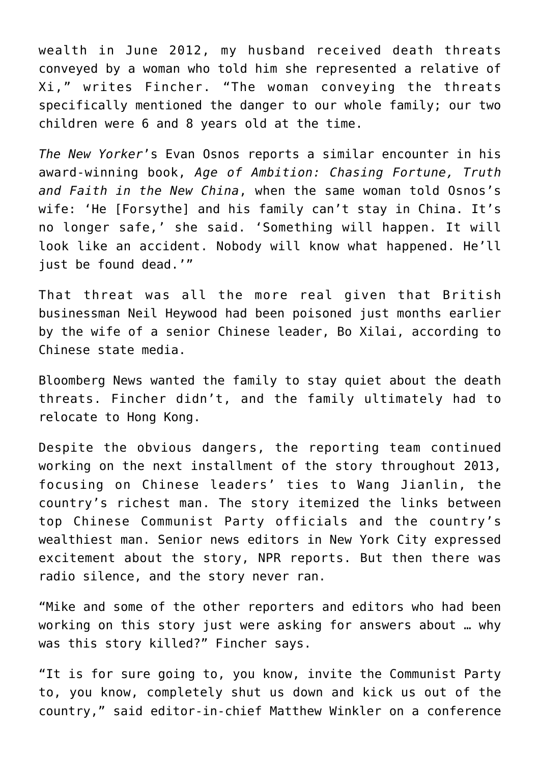wealth in June 2012, my husband received death threats conveyed by a woman who told him she represented a relative of Xi," writes Fincher. "The woman conveying the threats specifically mentioned the danger to our whole family; our two children were 6 and 8 years old at the time.

*The New Yorker*'s Evan Osnos reports a similar encounter in his award-winning book, *Age of Ambition: Chasing Fortune, Truth and Faith in the New China*, when the same woman told Osnos's wife: 'He [Forsythe] and his family can't stay in China. It's no longer safe,' she said. 'Something will happen. It will look like an accident. Nobody will know what happened. He'll just be found dead.'"

That threat was all the more real given that British businessman Neil Heywood had been poisoned just months earlier by the wife of a senior Chinese leader, Bo Xilai, according to Chinese state media.

Bloomberg News wanted the family to stay quiet about the death threats. Fincher didn't, and the family ultimately had to relocate to Hong Kong.

Despite the obvious dangers, the reporting team continued working on the next installment of the story throughout 2013, focusing on Chinese leaders' ties to Wang Jianlin, the country's richest man. The story itemized the links between top Chinese Communist Party officials and the country's wealthiest man. Senior news editors in New York City expressed excitement about the story, NPR reports. But then there was radio silence, and the story never ran.

"Mike and some of the other reporters and editors who had been working on this story just were asking for answers about … why was this story killed?" Fincher says.

"It is for sure going to, you know, invite the Communist Party to, you know, completely shut us down and kick us out of the country," said editor-in-chief Matthew Winkler on a conference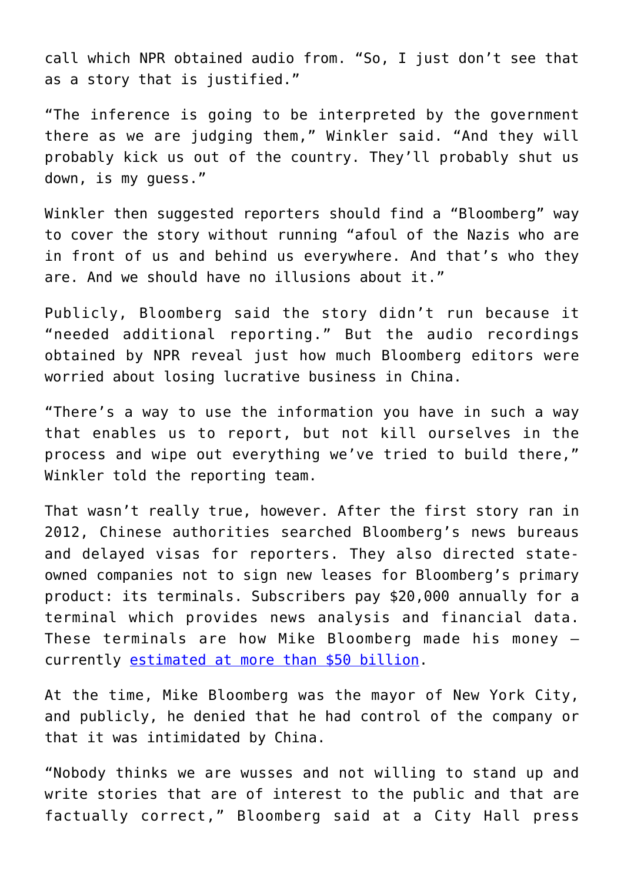call which NPR obtained audio from. "So, I just don't see that as a story that is justified."

"The inference is going to be interpreted by the government there as we are judging them," Winkler said. "And they will probably kick us out of the country. They'll probably shut us down, is my guess."

Winkler then suggested reporters should find a "Bloomberg" way to cover the story without running "afoul of the Nazis who are in front of us and behind us everywhere. And that's who they are. And we should have no illusions about it."

Publicly, Bloomberg said the story didn't run because it "needed additional reporting." But the audio recordings obtained by NPR reveal just how much Bloomberg editors were worried about losing lucrative business in China.

"There's a way to use the information you have in such a way that enables us to report, but not kill ourselves in the process and wipe out everything we've tried to build there," Winkler told the reporting team.

That wasn't really true, however. After the first story ran in 2012, Chinese authorities searched Bloomberg's news bureaus and delayed visas for reporters. They also directed state-owned companies not to sign new leases for Bloomberg's primary product: its terminals. Subscribers pay $20,000 annually for a terminal which provides news analysis and financial data. These terminals are how Mike Bloomberg made his money — currently [estimated at more than $50 billion](estimated at more than $50 billion).

At the time, Mike Bloomberg was the mayor of New York City, and publicly, he denied that he had control of the company or that it was intimidated by China.

"Nobody thinks we are wusses and not willing to stand up and write stories that are of interest to the public and that are factually correct," Bloomberg said at a City Hall press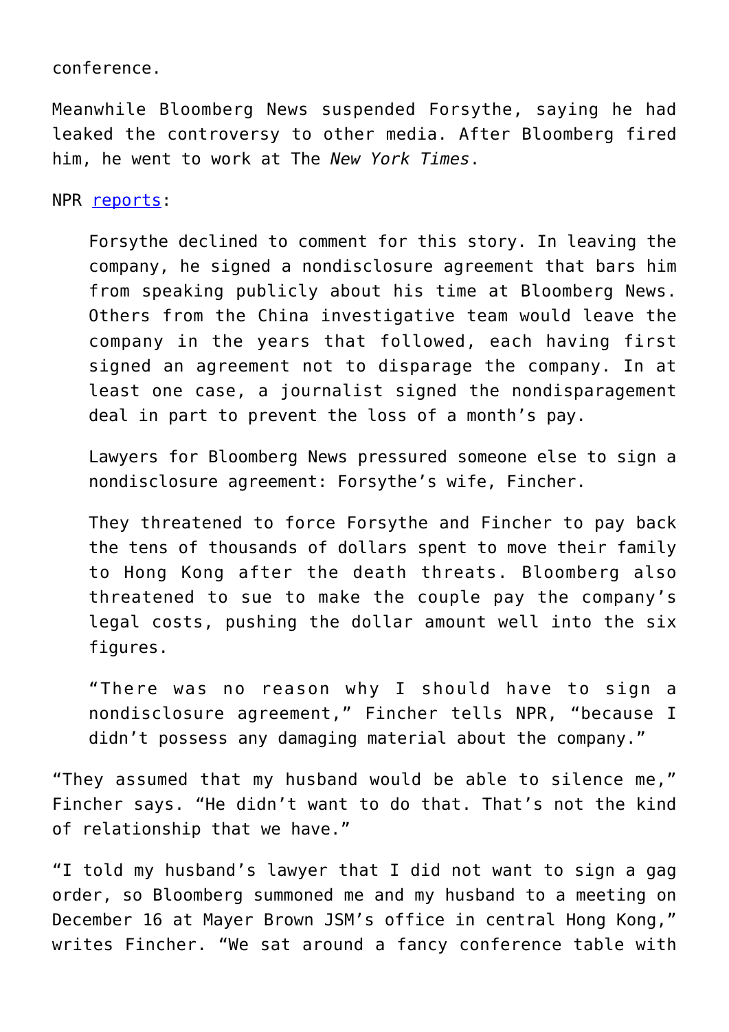conference.

Meanwhile Bloomberg News suspended Forsythe, saying he had leaked the controversy to other media. After Bloomberg fired him, he went to work at The *New York Times*.

NPR [reports](#):

> Forsythe declined to comment for this story. In leaving the company, he signed a nondisclosure agreement that bars him from speaking publicly about his time at Bloomberg News. Others from the China investigative team would leave the company in the years that followed, each having first signed an agreement not to disparage the company. In at least one case, a journalist signed the nondisparagement deal in part to prevent the loss of a month's pay.
>
> Lawyers for Bloomberg News pressured someone else to sign a nondisclosure agreement: Forsythe's wife, Fincher.
>
> They threatened to force Forsythe and Fincher to pay back the tens of thousands of dollars spent to move their family to Hong Kong after the death threats. Bloomberg also threatened to sue to make the couple pay the company's legal costs, pushing the dollar amount well into the six figures.
>
> "There was no reason why I should have to sign a nondisclosure agreement," Fincher tells NPR, "because I didn't possess any damaging material about the company."

"They assumed that my husband would be able to silence me," Fincher says. "He didn't want to do that. That's not the kind of relationship that we have."

"I told my husband's lawyer that I did not want to sign a gag order, so Bloomberg summoned me and my husband to a meeting on December 16 at Mayer Brown JSM's office in central Hong Kong," writes Fincher. "We sat around a fancy conference table with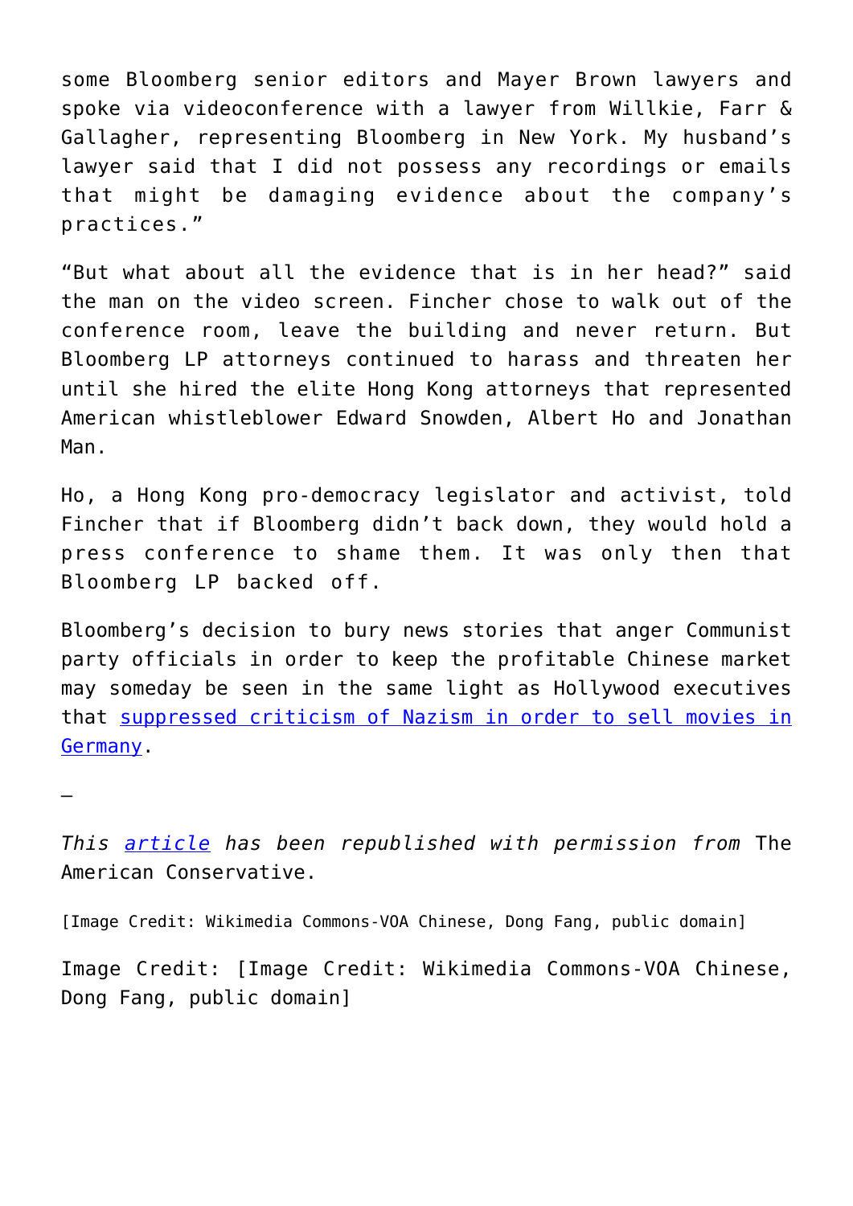some Bloomberg senior editors and Mayer Brown lawyers and spoke via videoconference with a lawyer from Willkie, Farr & Gallagher, representing Bloomberg in New York. My husband's lawyer said that I did not possess any recordings or emails that might be damaging evidence about the company's practices."

"But what about all the evidence that is in her head?" said the man on the video screen. Fincher chose to walk out of the conference room, leave the building and never return. But Bloomberg LP attorneys continued to harass and threaten her until she hired the elite Hong Kong attorneys that represented American whistleblower Edward Snowden, Albert Ho and Jonathan Man.

Ho, a Hong Kong pro-democracy legislator and activist, told Fincher that if Bloomberg didn't back down, they would hold a press conference to shame them. It was only then that Bloomberg LP backed off.

Bloomberg's decision to bury news stories that anger Communist party officials in order to keep the profitable Chinese market may someday be seen in the same light as Hollywood executives that suppressed criticism of Nazism in order to sell movies in Germany.

—

*This article has been republished with permission from* The American Conservative.

[Image Credit: Wikimedia Commons-VOA Chinese, Dong Fang, public domain]

Image Credit: [Image Credit: Wikimedia Commons-VOA Chinese, Dong Fang, public domain]